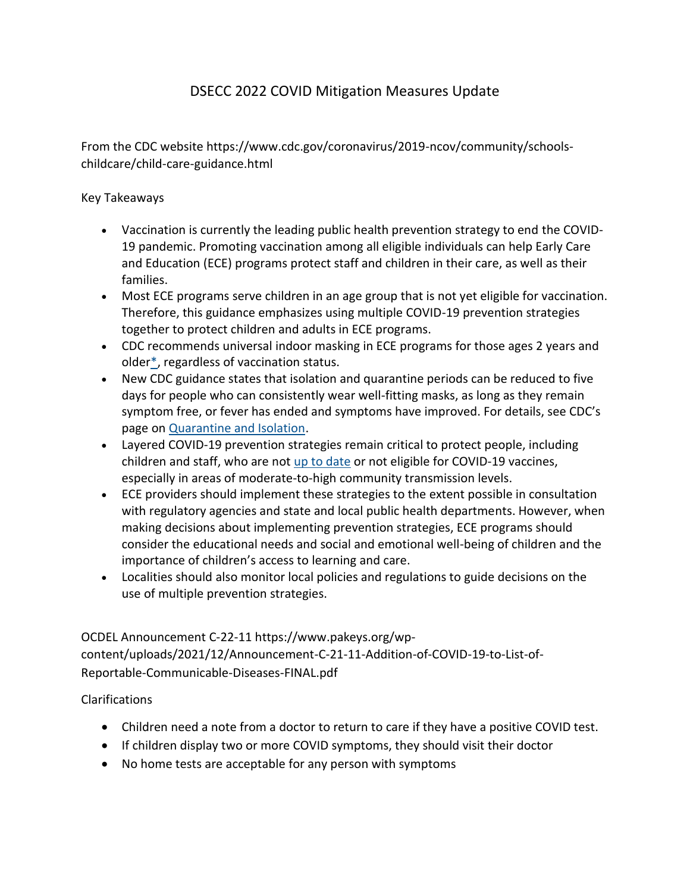# DSECC 2022 COVID Mitigation Measures Update

From the CDC website https://www.cdc.gov/coronavirus/2019-ncov/community/schools-childcare/child-care-guidance.html

Key Takeaways

- Vaccination is currently the leading public health prevention strategy to end the COVID-19 pandemic. Promoting vaccination among all eligible individuals can help Early Care and Education (ECE) programs protect staff and children in their care, as well as their families.
- Most ECE programs serve children in an age group that is not yet eligible for vaccination. Therefore, this guidance emphasizes using multiple COVID-19 prevention strategies together to protect children and adults in ECE programs.
- CDC recommends universal indoor masking in ECE programs for those ages 2 years and older*, regardless of vaccination status.
- New CDC guidance states that isolation and quarantine periods can be reduced to five days for people who can consistently wear well-fitting masks, as long as they remain symptom free, or fever has ended and symptoms have improved. For details, see CDC's page on Quarantine and Isolation.
- Layered COVID-19 prevention strategies remain critical to protect people, including children and staff, who are not up to date or not eligible for COVID-19 vaccines, especially in areas of moderate-to-high community transmission levels.
- ECE providers should implement these strategies to the extent possible in consultation with regulatory agencies and state and local public health departments. However, when making decisions about implementing prevention strategies, ECE programs should consider the educational needs and social and emotional well-being of children and the importance of children's access to learning and care.
- Localities should also monitor local policies and regulations to guide decisions on the use of multiple prevention strategies.

OCDEL Announcement C-22-11 https://www.pakeys.org/wp-content/uploads/2021/12/Announcement-C-21-11-Addition-of-COVID-19-to-List-of-Reportable-Communicable-Diseases-FINAL.pdf

Clarifications

- Children need a note from a doctor to return to care if they have a positive COVID test.
- If children display two or more COVID symptoms, they should visit their doctor
- No home tests are acceptable for any person with symptoms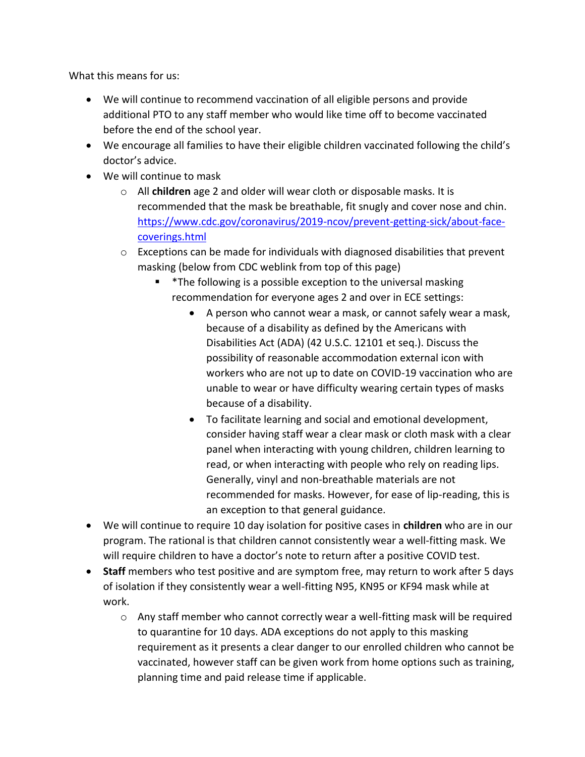What this means for us:

- We will continue to recommend vaccination of all eligible persons and provide additional PTO to any staff member who would like time off to become vaccinated before the end of the school year.
- We encourage all families to have their eligible children vaccinated following the child's doctor's advice.
- We will continue to mask
    - All **children** age 2 and older will wear cloth or disposable masks. It is recommended that the mask be breathable, fit snugly and cover nose and chin. https://www.cdc.gov/coronavirus/2019-ncov/prevent-getting-sick/about-face-coverings.html
    - Exceptions can be made for individuals with diagnosed disabilities that prevent masking (below from CDC weblink from top of this page)
        - *The following is a possible exception to the universal masking recommendation for everyone ages 2 and over in ECE settings:
            - A person who cannot wear a mask, or cannot safely wear a mask, because of a disability as defined by the Americans with Disabilities Act (ADA) (42 U.S.C. 12101 et seq.). Discuss the possibility of reasonable accommodation external icon with workers who are not up to date on COVID-19 vaccination who are unable to wear or have difficulty wearing certain types of masks because of a disability.
            - To facilitate learning and social and emotional development, consider having staff wear a clear mask or cloth mask with a clear panel when interacting with young children, children learning to read, or when interacting with people who rely on reading lips. Generally, vinyl and non-breathable materials are not recommended for masks. However, for ease of lip-reading, this is an exception to that general guidance.
- We will continue to require 10 day isolation for positive cases in **children** who are in our program. The rational is that children cannot consistently wear a well-fitting mask. We will require children to have a doctor's note to return after a positive COVID test.
- **Staff** members who test positive and are symptom free, may return to work after 5 days of isolation if they consistently wear a well-fitting N95, KN95 or KF94 mask while at work.
    - Any staff member who cannot correctly wear a well-fitting mask will be required to quarantine for 10 days. ADA exceptions do not apply to this masking requirement as it presents a clear danger to our enrolled children who cannot be vaccinated, however staff can be given work from home options such as training, planning time and paid release time if applicable.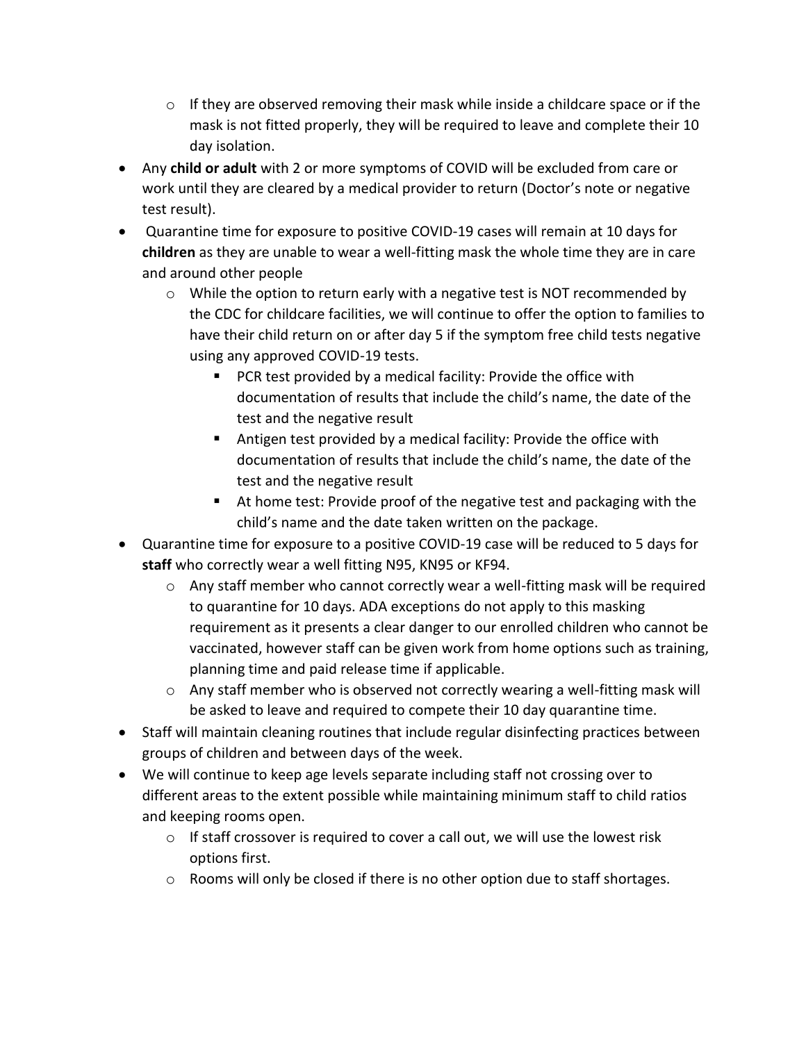- If they are observed removing their mask while inside a childcare space or if the mask is not fitted properly, they will be required to leave and complete their 10 day isolation.
- Any **child or adult** with 2 or more symptoms of COVID will be excluded from care or work until they are cleared by a medical provider to return (Doctor's note or negative test result).
- Quarantine time for exposure to positive COVID-19 cases will remain at 10 days for **children** as they are unable to wear a well-fitting mask the whole time they are in care and around other people
  - While the option to return early with a negative test is NOT recommended by the CDC for childcare facilities, we will continue to offer the option to families to have their child return on or after day 5 if the symptom free child tests negative using any approved COVID-19 tests.
    - PCR test provided by a medical facility: Provide the office with documentation of results that include the child's name, the date of the test and the negative result
    - Antigen test provided by a medical facility: Provide the office with documentation of results that include the child's name, the date of the test and the negative result
    - At home test: Provide proof of the negative test and packaging with the child's name and the date taken written on the package.
- Quarantine time for exposure to a positive COVID-19 case will be reduced to 5 days for **staff** who correctly wear a well fitting N95, KN95 or KF94.
  - Any staff member who cannot correctly wear a well-fitting mask will be required to quarantine for 10 days. ADA exceptions do not apply to this masking requirement as it presents a clear danger to our enrolled children who cannot be vaccinated, however staff can be given work from home options such as training, planning time and paid release time if applicable.
  - Any staff member who is observed not correctly wearing a well-fitting mask will be asked to leave and required to compete their 10 day quarantine time.
- Staff will maintain cleaning routines that include regular disinfecting practices between groups of children and between days of the week.
- We will continue to keep age levels separate including staff not crossing over to different areas to the extent possible while maintaining minimum staff to child ratios and keeping rooms open.
  - If staff crossover is required to cover a call out, we will use the lowest risk options first.
  - Rooms will only be closed if there is no other option due to staff shortages.